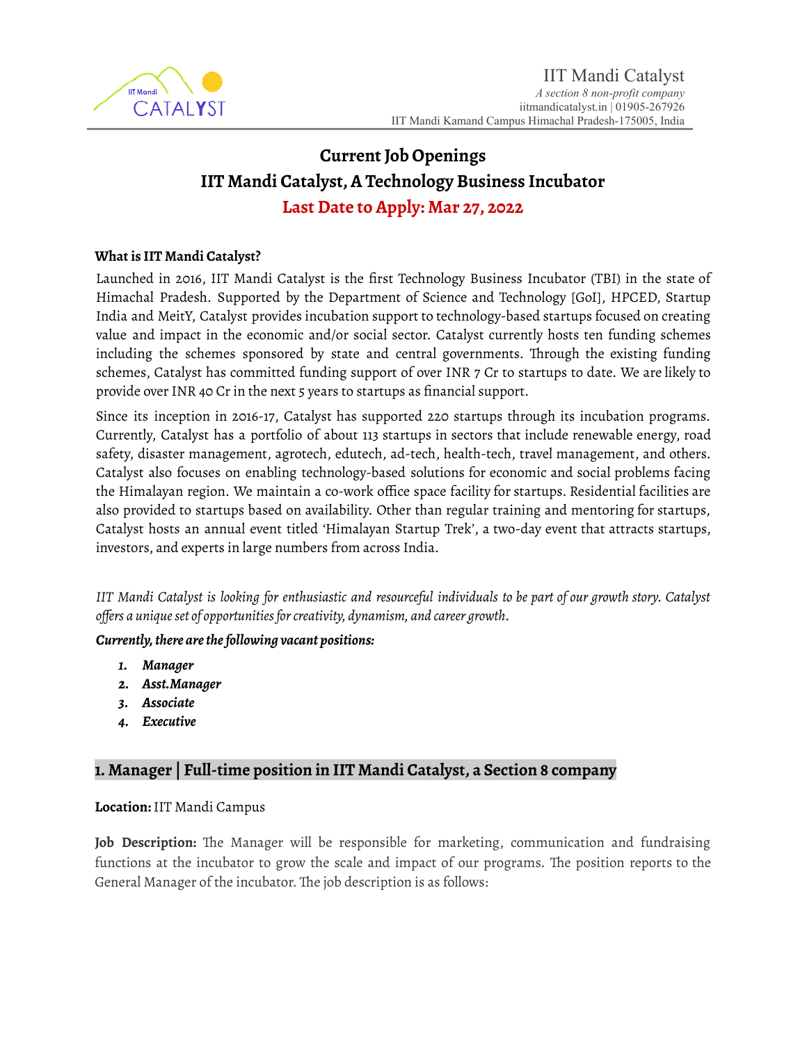IIT Mandi Catalyst
*A section 8 non-profit company*
iitmandicatalyst.in | 01905-267926
IIT Mandi Kamand Campus Himachal Pradesh-175005, India

# Current Job Openings
# IIT Mandi Catalyst, A Technology Business Incubator
## Last Date to Apply: Mar 27, 2022

**What is IIT Mandi Catalyst?**

Launched in 2016, IIT Mandi Catalyst is the first Technology Business Incubator (TBI) in the state of Himachal Pradesh. Supported by the Department of Science and Technology [GoI], HPCED, Startup India and MeitY, Catalyst provides incubation support to technology-based startups focused on creating value and impact in the economic and/or social sector. Catalyst currently hosts ten funding schemes including the schemes sponsored by state and central governments. Through the existing funding schemes, Catalyst has committed funding support of over INR 7 Cr to startups to date. We are likely to provide over INR 40 Cr in the next 5 years to startups as financial support.

Since its inception in 2016-17, Catalyst has supported 220 startups through its incubation programs. Currently, Catalyst has a portfolio of about 113 startups in sectors that include renewable energy, road safety, disaster management, agrotech, edutech, ad-tech, health-tech, travel management, and others. Catalyst also focuses on enabling technology-based solutions for economic and social problems facing the Himalayan region. We maintain a co-work office space facility for startups. Residential facilities are also provided to startups based on availability. Other than regular training and mentoring for startups, Catalyst hosts an annual event titled 'Himalayan Startup Trek', a two-day event that attracts startups, investors, and experts in large numbers from across India.

*IIT Mandi Catalyst is looking for enthusiastic and resourceful individuals to be part of our growth story. Catalyst offers a unique set of opportunities for creativity, dynamism, and career growth.*

***Currently, there are the following vacant positions:***

1. ***Manager***
2. ***Asst.Manager***
3. ***Associate***
4. ***Executive***

## 1. Manager | Full-time position in IIT Mandi Catalyst, a Section 8 company

**Location:** IIT Mandi Campus

**Job Description:** The Manager will be responsible for marketing, communication and fundraising functions at the incubator to grow the scale and impact of our programs. The position reports to the General Manager of the incubator. The job description is as follows: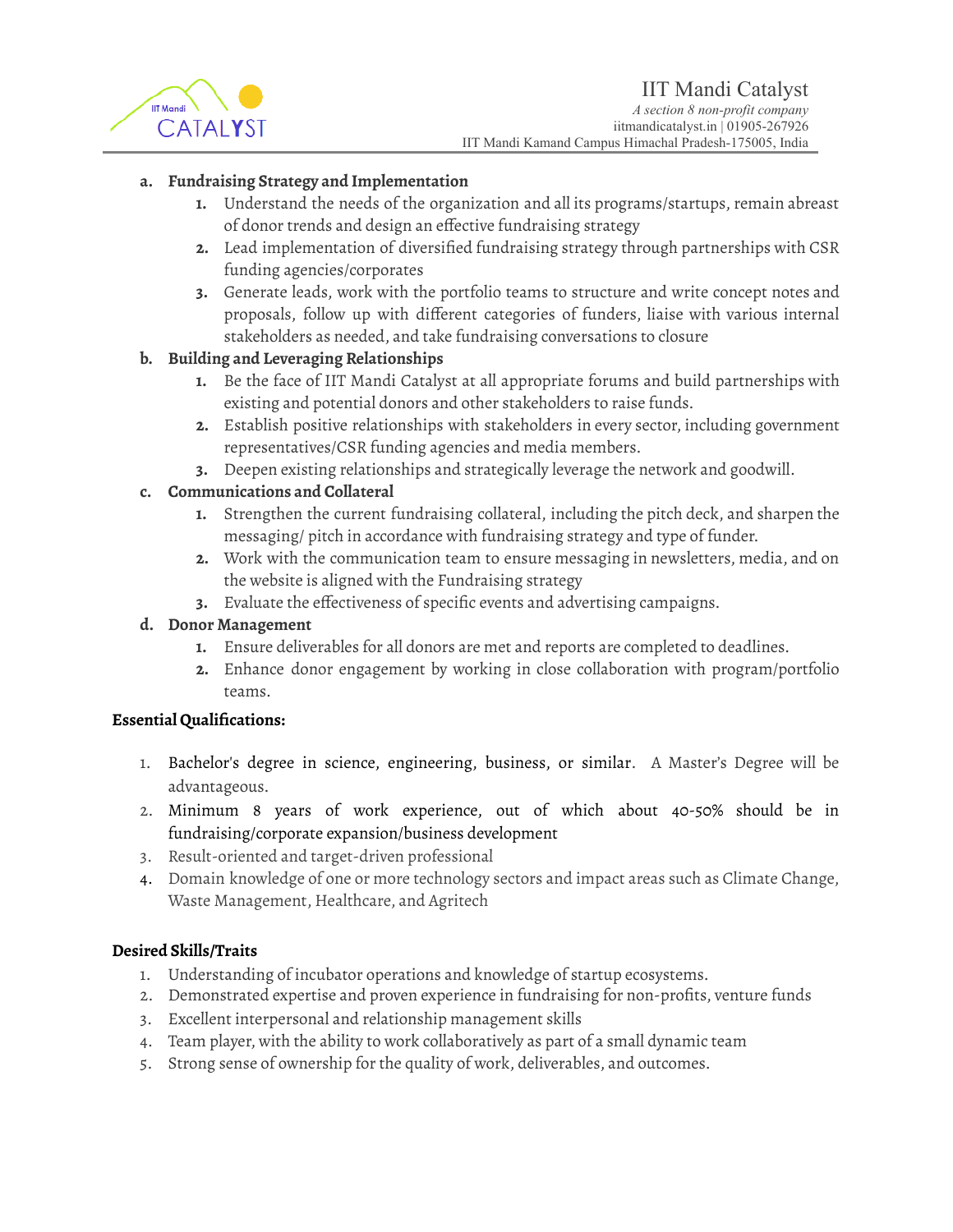**a. Fundraising Strategy and Implementation**

1. Understand the needs of the organization and all its programs/startups, remain abreast of donor trends and design an effective fundraising strategy
2. Lead implementation of diversified fundraising strategy through partnerships with CSR funding agencies/corporates
3. Generate leads, work with the portfolio teams to structure and write concept notes and proposals, follow up with different categories of funders, liaise with various internal stakeholders as needed, and take fundraising conversations to closure

**b. Building and Leveraging Relationships**

1. Be the face of IIT Mandi Catalyst at all appropriate forums and build partnerships with existing and potential donors and other stakeholders to raise funds.
2. Establish positive relationships with stakeholders in every sector, including government representatives/CSR funding agencies and media members.
3. Deepen existing relationships and strategically leverage the network and goodwill.

**c. Communications and Collateral**

1. Strengthen the current fundraising collateral, including the pitch deck, and sharpen the messaging/ pitch in accordance with fundraising strategy and type of funder.
2. Work with the communication team to ensure messaging in newsletters, media, and on the website is aligned with the Fundraising strategy
3. Evaluate the effectiveness of specific events and advertising campaigns.

**d. Donor Management**

1. Ensure deliverables for all donors are met and reports are completed to deadlines.
2. Enhance donor engagement by working in close collaboration with program/portfolio teams.

**Essential Qualifications:**

1. Bachelor's degree in science, engineering, business, or similar. A Master's Degree will be advantageous.
2. Minimum 8 years of work experience, out of which about 40-50% should be in fundraising/corporate expansion/business development
3. Result-oriented and target-driven professional
4. Domain knowledge of one or more technology sectors and impact areas such as Climate Change, Waste Management, Healthcare, and Agritech

**Desired Skills/Traits**

1. Understanding of incubator operations and knowledge of startup ecosystems.
2. Demonstrated expertise and proven experience in fundraising for non-profits, venture funds
3. Excellent interpersonal and relationship management skills
4. Team player, with the ability to work collaboratively as part of a small dynamic team
5. Strong sense of ownership for the quality of work, deliverables, and outcomes.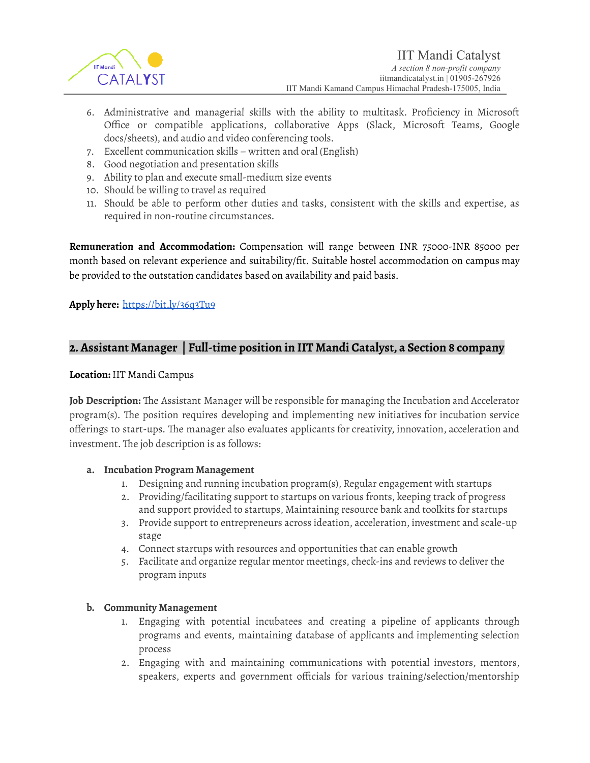6. Administrative and managerial skills with the ability to multitask. Proficiency in Microsoft Office or compatible applications, collaborative Apps (Slack, Microsoft Teams, Google docs/sheets), and audio and video conferencing tools.
7. Excellent communication skills – written and oral (English)
8. Good negotiation and presentation skills
9. Ability to plan and execute small-medium size events
10. Should be willing to travel as required
11. Should be able to perform other duties and tasks, consistent with the skills and expertise, as required in non-routine circumstances.

**Remuneration and Accommodation:** Compensation will range between INR 75000-INR 85000 per month based on relevant experience and suitability/fit. Suitable hostel accommodation on campus may be provided to the outstation candidates based on availability and paid basis.

**Apply here:** https://bit.ly/36q3Tu9

## 2. Assistant Manager | Full-time position in IIT Mandi Catalyst, a Section 8 company

**Location:** IIT Mandi Campus

**Job Description:** The Assistant Manager will be responsible for managing the Incubation and Accelerator program(s). The position requires developing and implementing new initiatives for incubation service offerings to start-ups. The manager also evaluates applicants for creativity, innovation, acceleration and investment. The job description is as follows:

**a. Incubation Program Management**

1. Designing and running incubation program(s), Regular engagement with startups
2. Providing/facilitating support to startups on various fronts, keeping track of progress and support provided to startups, Maintaining resource bank and toolkits for startups
3. Provide support to entrepreneurs across ideation, acceleration, investment and scale-up stage
4. Connect startups with resources and opportunities that can enable growth
5. Facilitate and organize regular mentor meetings, check-ins and reviews to deliver the program inputs

**b. Community Management**

1. Engaging with potential incubatees and creating a pipeline of applicants through programs and events, maintaining database of applicants and implementing selection process
2. Engaging with and maintaining communications with potential investors, mentors, speakers, experts and government officials for various training/selection/mentorship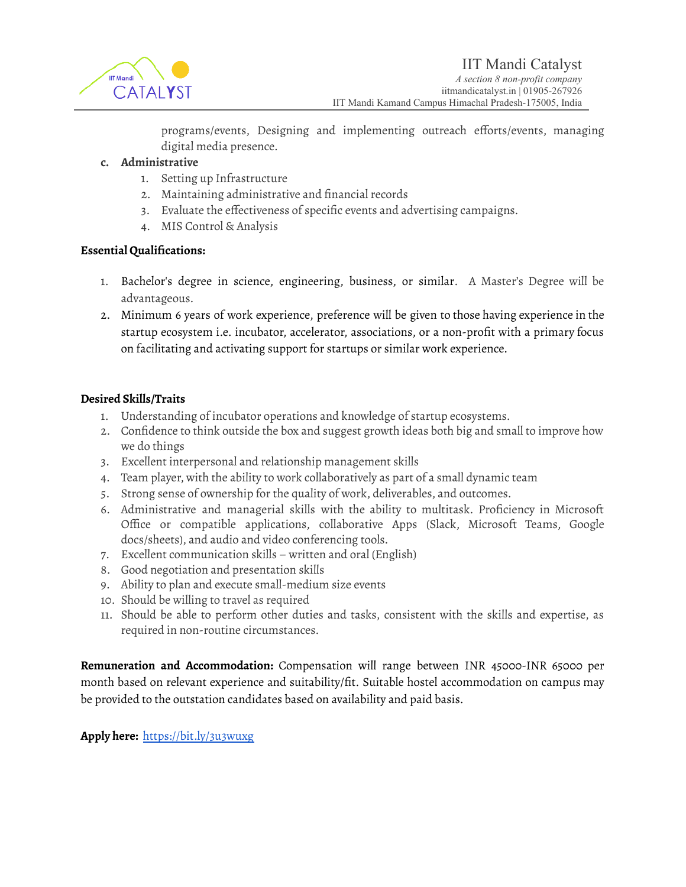programs/events, Designing and implementing outreach efforts/events, managing digital media presence.

**c. Administrative**

1. Setting up Infrastructure
2. Maintaining administrative and financial records
3. Evaluate the effectiveness of specific events and advertising campaigns.
4. MIS Control & Analysis

**Essential Qualifications:**

1. Bachelor's degree in science, engineering, business, or similar. A Master's Degree will be advantageous.
2. Minimum 6 years of work experience, preference will be given to those having experience in the startup ecosystem i.e. incubator, accelerator, associations, or a non-profit with a primary focus on facilitating and activating support for startups or similar work experience.

**Desired Skills/Traits**

1. Understanding of incubator operations and knowledge of startup ecosystems.
2. Confidence to think outside the box and suggest growth ideas both big and small to improve how we do things
3. Excellent interpersonal and relationship management skills
4. Team player, with the ability to work collaboratively as part of a small dynamic team
5. Strong sense of ownership for the quality of work, deliverables, and outcomes.
6. Administrative and managerial skills with the ability to multitask. Proficiency in Microsoft Office or compatible applications, collaborative Apps (Slack, Microsoft Teams, Google docs/sheets), and audio and video conferencing tools.
7. Excellent communication skills – written and oral (English)
8. Good negotiation and presentation skills
9. Ability to plan and execute small-medium size events
10. Should be willing to travel as required
11. Should be able to perform other duties and tasks, consistent with the skills and expertise, as required in non-routine circumstances.

**Remuneration and Accommodation:** Compensation will range between INR 45000-INR 65000 per month based on relevant experience and suitability/fit. Suitable hostel accommodation on campus may be provided to the outstation candidates based on availability and paid basis.

**Apply here:** [https://bit.ly/3u3wuxg](https://bit.ly/3u3wuxg)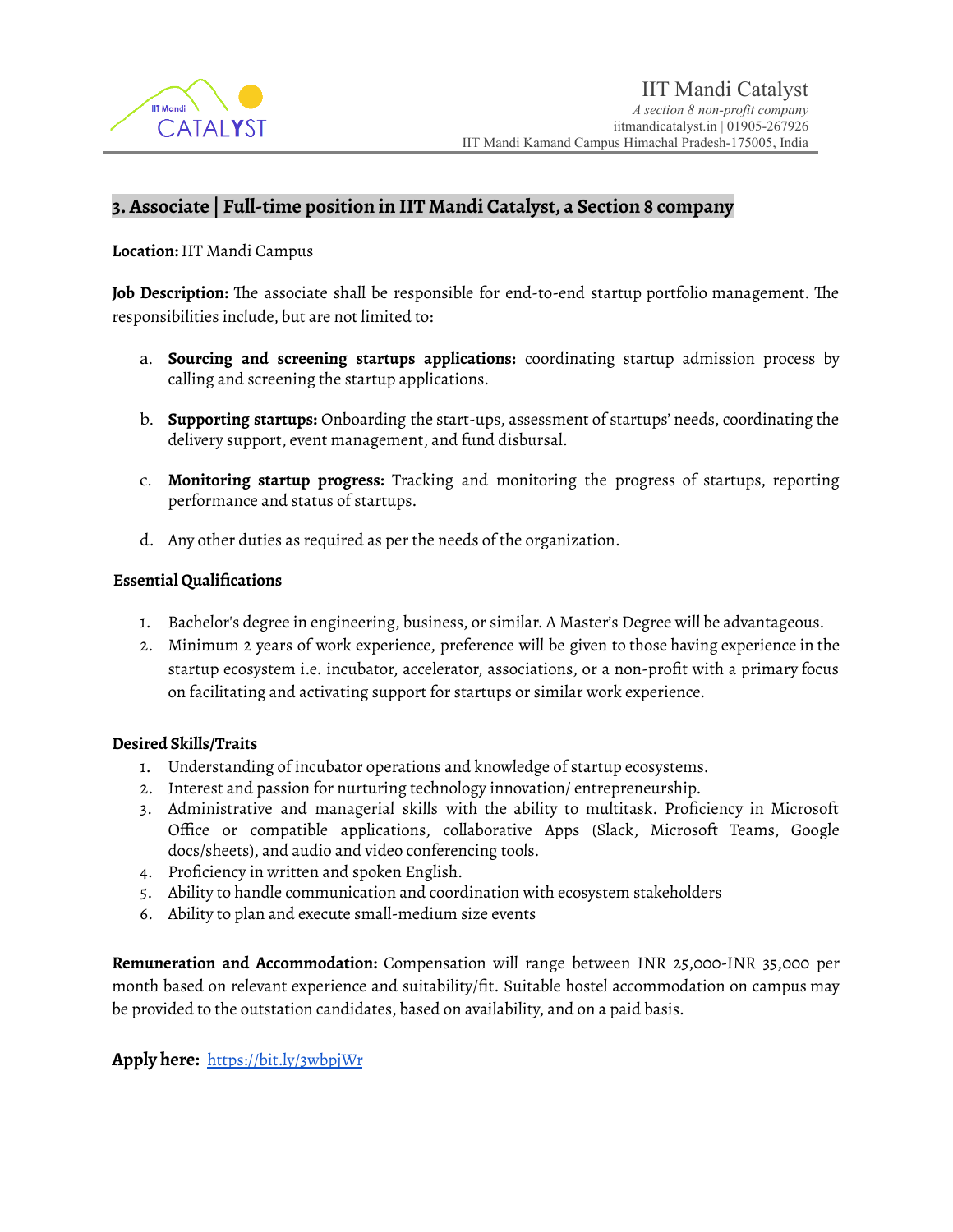## 3. Associate | Full-time position in IIT Mandi Catalyst, a Section 8 company

**Location:** IIT Mandi Campus

**Job Description:** The associate shall be responsible for end-to-end startup portfolio management. The responsibilities include, but are not limited to:

a. **Sourcing and screening startups applications:** coordinating startup admission process by calling and screening the startup applications.

b. **Supporting startups:** Onboarding the start-ups, assessment of startups' needs, coordinating the delivery support, event management, and fund disbursal.

c. **Monitoring startup progress:** Tracking and monitoring the progress of startups, reporting performance and status of startups.

d. Any other duties as required as per the needs of the organization.

**Essential Qualifications**

1. Bachelor's degree in engineering, business, or similar. A Master's Degree will be advantageous.
2. Minimum 2 years of work experience, preference will be given to those having experience in the startup ecosystem i.e. incubator, accelerator, associations, or a non-profit with a primary focus on facilitating and activating support for startups or similar work experience.

**Desired Skills/Traits**

1. Understanding of incubator operations and knowledge of startup ecosystems.
2. Interest and passion for nurturing technology innovation/ entrepreneurship.
3. Administrative and managerial skills with the ability to multitask. Proficiency in Microsoft Office or compatible applications, collaborative Apps (Slack, Microsoft Teams, Google docs/sheets), and audio and video conferencing tools.
4. Proficiency in written and spoken English.
5. Ability to handle communication and coordination with ecosystem stakeholders
6. Ability to plan and execute small-medium size events

**Remuneration and Accommodation:** Compensation will range between INR 25,000-INR 35,000 per month based on relevant experience and suitability/fit. Suitable hostel accommodation on campus may be provided to the outstation candidates, based on availability, and on a paid basis.

**Apply here:** [https://bit.ly/3wbpjWr](https://bit.ly/3wbpjWr)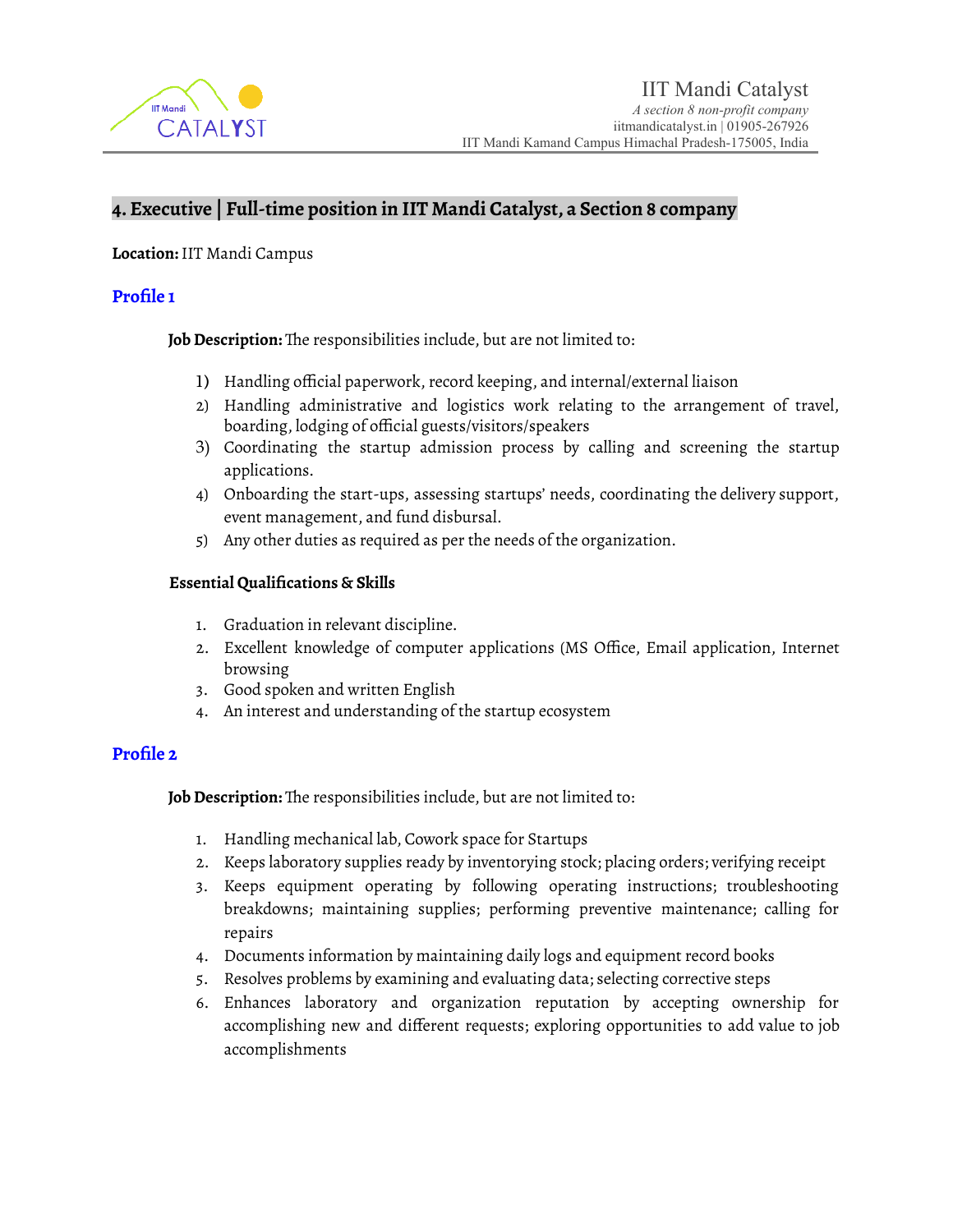## 4. Executive | Full-time position in IIT Mandi Catalyst, a Section 8 company

**Location:** IIT Mandi Campus

### Profile 1

**Job Description:** The responsibilities include, but are not limited to:

1) Handling official paperwork, record keeping, and internal/external liaison
2) Handling administrative and logistics work relating to the arrangement of travel, boarding, lodging of official guests/visitors/speakers
3) Coordinating the startup admission process by calling and screening the startup applications.
4) Onboarding the start-ups, assessing startups' needs, coordinating the delivery support, event management, and fund disbursal.
5) Any other duties as required as per the needs of the organization.

**Essential Qualifications & Skills**

1. Graduation in relevant discipline.
2. Excellent knowledge of computer applications (MS Office, Email application, Internet browsing
3. Good spoken and written English
4. An interest and understanding of the startup ecosystem

### Profile 2

**Job Description:** The responsibilities include, but are not limited to:

1. Handling mechanical lab, Cowork space for Startups
2. Keeps laboratory supplies ready by inventorying stock; placing orders; verifying receipt
3. Keeps equipment operating by following operating instructions; troubleshooting breakdowns; maintaining supplies; performing preventive maintenance; calling for repairs
4. Documents information by maintaining daily logs and equipment record books
5. Resolves problems by examining and evaluating data; selecting corrective steps
6. Enhances laboratory and organization reputation by accepting ownership for accomplishing new and different requests; exploring opportunities to add value to job accomplishments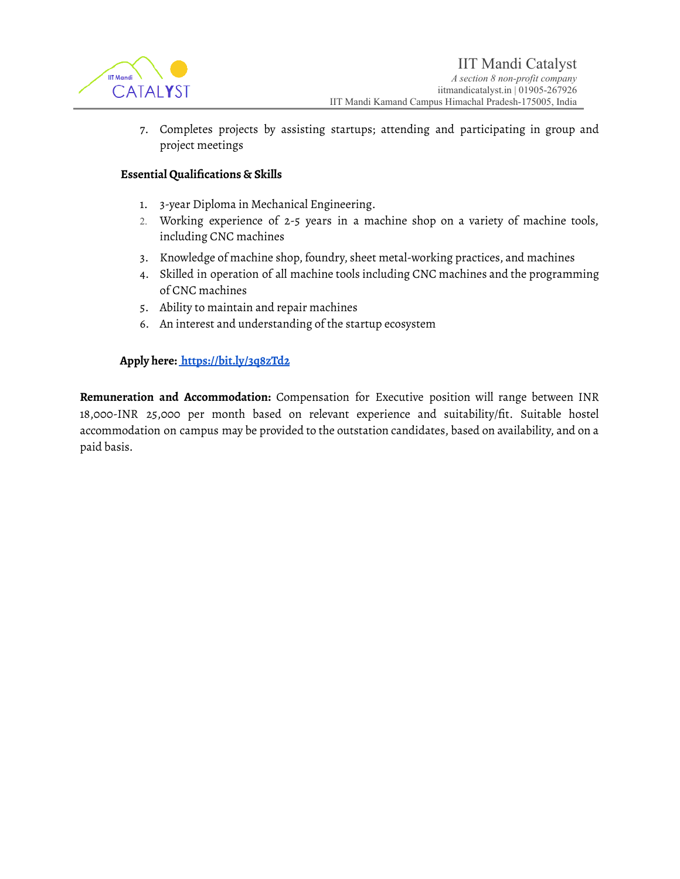7. Completes projects by assisting startups; attending and participating in group and project meetings

**Essential Qualifications & Skills**

1. 3-year Diploma in Mechanical Engineering.
2. Working experience of 2-5 years in a machine shop on a variety of machine tools, including CNC machines
3. Knowledge of machine shop, foundry, sheet metal-working practices, and machines
4. Skilled in operation of all machine tools including CNC machines and the programming of CNC machines
5. Ability to maintain and repair machines
6. An interest and understanding of the startup ecosystem

**Apply here:** [https://bit.ly/3q8zTd2](https://bit.ly/3q8zTd2)

**Remuneration and Accommodation:** Compensation for Executive position will range between INR 18,000-INR 25,000 per month based on relevant experience and suitability/fit. Suitable hostel accommodation on campus may be provided to the outstation candidates, based on availability, and on a paid basis.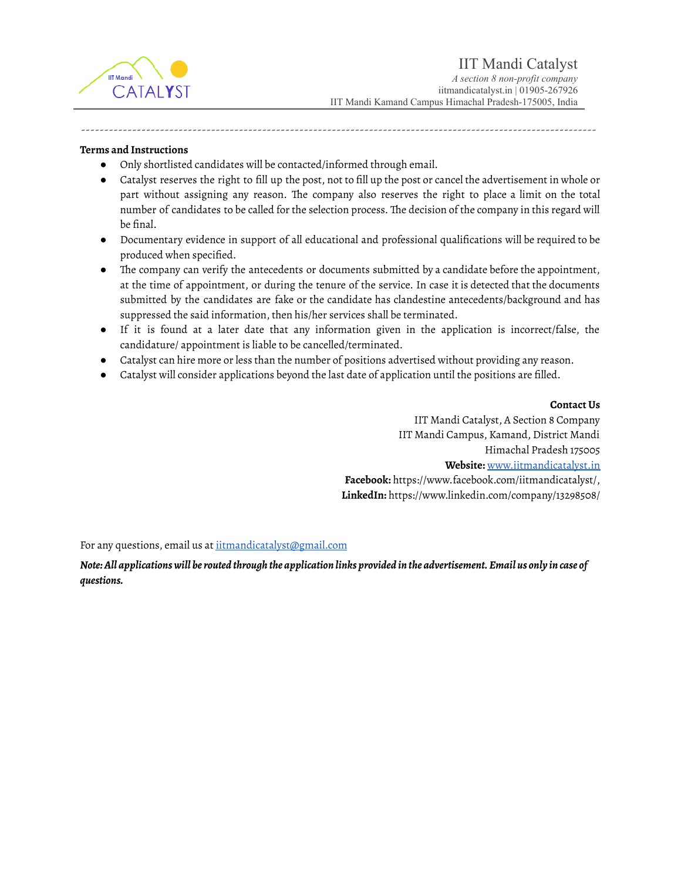**Terms and Instructions**

- Only shortlisted candidates will be contacted/informed through email.
- Catalyst reserves the right to fill up the post, not to fill up the post or cancel the advertisement in whole or part without assigning any reason. The company also reserves the right to place a limit on the total number of candidates to be called for the selection process. The decision of the company in this regard will be final.
- Documentary evidence in support of all educational and professional qualifications will be required to be produced when specified.
- The company can verify the antecedents or documents submitted by a candidate before the appointment, at the time of appointment, or during the tenure of the service. In case it is detected that the documents submitted by the candidates are fake or the candidate has clandestine antecedents/background and has suppressed the said information, then his/her services shall be terminated.
- If it is found at a later date that any information given in the application is incorrect/false, the candidature/ appointment is liable to be cancelled/terminated.
- Catalyst can hire more or less than the number of positions advertised without providing any reason.
- Catalyst will consider applications beyond the last date of application until the positions are filled.

**Contact Us**

IIT Mandi Catalyst, A Section 8 Company
IIT Mandi Campus, Kamand, District Mandi
Himachal Pradesh 175005
**Website:** www.iitmandicatalyst.in
**Facebook:** https://www.facebook.com/iitmandicatalyst/,
**LinkedIn:** https://www.linkedin.com/company/13298508/

For any questions, email us at iitmandicatalyst@gmail.com

***Note: All applications will be routed through the application links provided in the advertisement. Email us only in case of questions.***